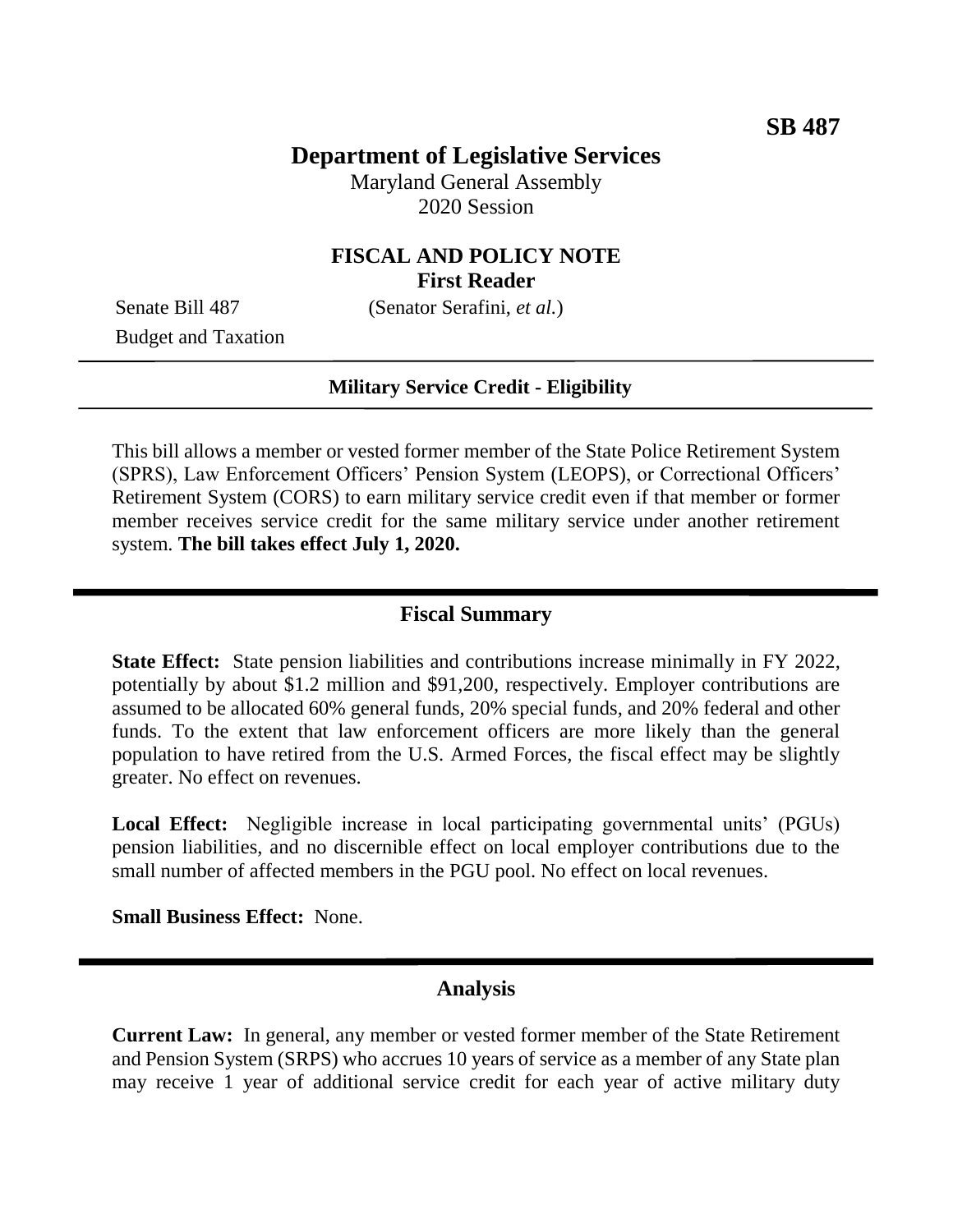**SB 487**

# Department of Legislative Services

Maryland General Assembly
2020 Session

## FISCAL AND POLICY NOTE
**First Reader**

Senate Bill 487 (Senator Serafini, *et al.*)
Budget and Taxation

---

**Military Service Credit - Eligibility**

---

This bill allows a member or vested former member of the State Police Retirement System (SPRS), Law Enforcement Officers' Pension System (LEOPS), or Correctional Officers' Retirement System (CORS) to earn military service credit even if that member or former member receives service credit for the same military service under another retirement system. **The bill takes effect July 1, 2020.**

## Fiscal Summary

**State Effect:** State pension liabilities and contributions increase minimally in FY 2022, potentially by about $1.2 million and $91,200, respectively. Employer contributions are assumed to be allocated 60% general funds, 20% special funds, and 20% federal and other funds. To the extent that law enforcement officers are more likely than the general population to have retired from the U.S. Armed Forces, the fiscal effect may be slightly greater. No effect on revenues.

**Local Effect:** Negligible increase in local participating governmental units' (PGUs) pension liabilities, and no discernible effect on local employer contributions due to the small number of affected members in the PGU pool. No effect on local revenues.

**Small Business Effect:** None.

## Analysis

**Current Law:** In general, any member or vested former member of the State Retirement and Pension System (SRPS) who accrues 10 years of service as a member of any State plan may receive 1 year of additional service credit for each year of active military duty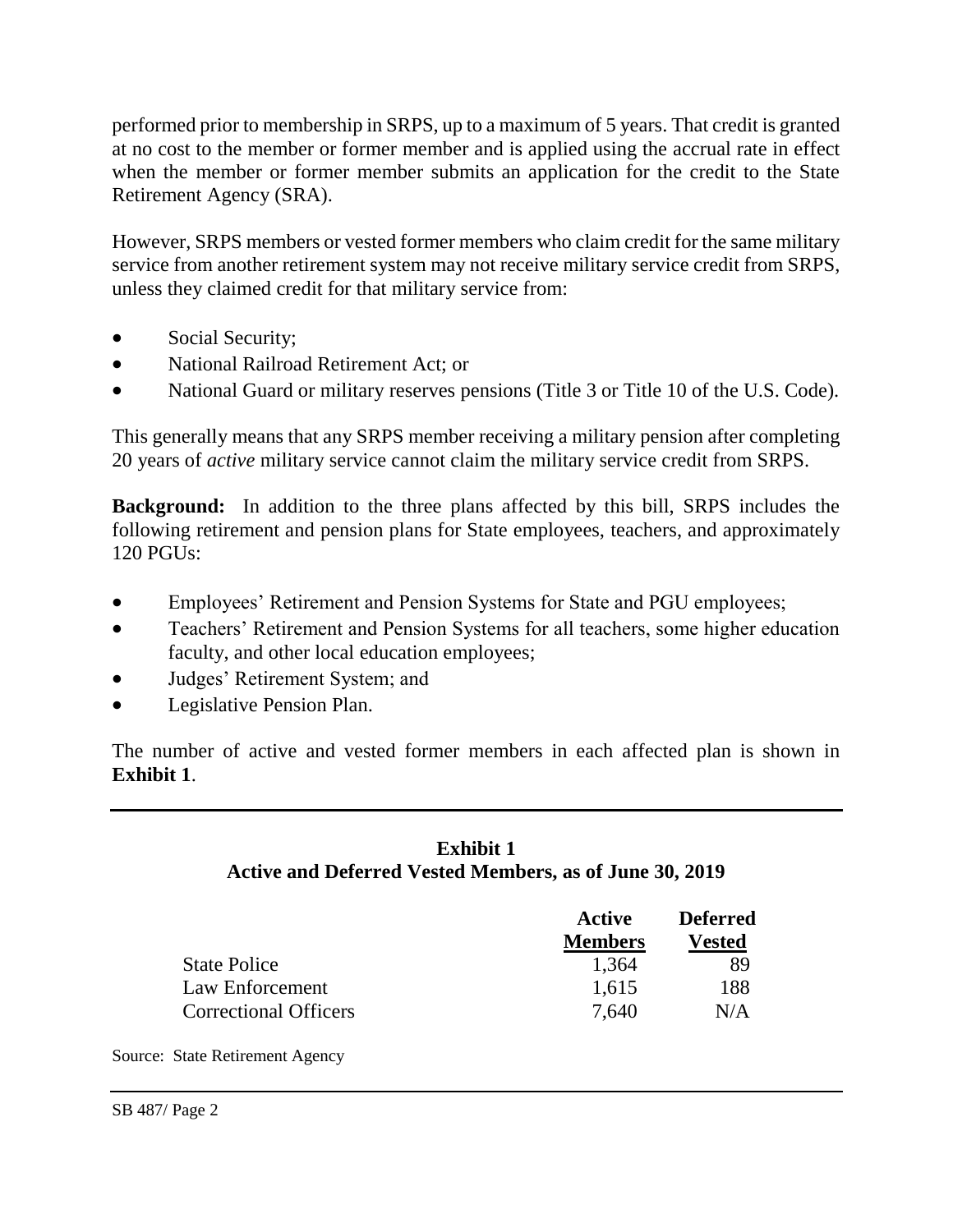performed prior to membership in SRPS, up to a maximum of 5 years. That credit is granted at no cost to the member or former member and is applied using the accrual rate in effect when the member or former member submits an application for the credit to the State Retirement Agency (SRA).

However, SRPS members or vested former members who claim credit for the same military service from another retirement system may not receive military service credit from SRPS, unless they claimed credit for that military service from:

- Social Security;
- National Railroad Retirement Act; or
- National Guard or military reserves pensions (Title 3 or Title 10 of the U.S. Code).

This generally means that any SRPS member receiving a military pension after completing 20 years of *active* military service cannot claim the military service credit from SRPS.

**Background:** In addition to the three plans affected by this bill, SRPS includes the following retirement and pension plans for State employees, teachers, and approximately 120 PGUs:

- Employees' Retirement and Pension Systems for State and PGU employees;
- Teachers' Retirement and Pension Systems for all teachers, some higher education faculty, and other local education employees;
- Judges' Retirement System; and
- Legislative Pension Plan.

The number of active and vested former members in each affected plan is shown in **Exhibit 1**.

**Exhibit 1**
**Active and Deferred Vested Members, as of June 30, 2019**

| | Active Members | Deferred Vested |
|---|---|---|
| State Police | 1,364 | 89 |
| Law Enforcement | 1,615 | 188 |
| Correctional Officers | 7,640 | N/A |

Source: State Retirement Agency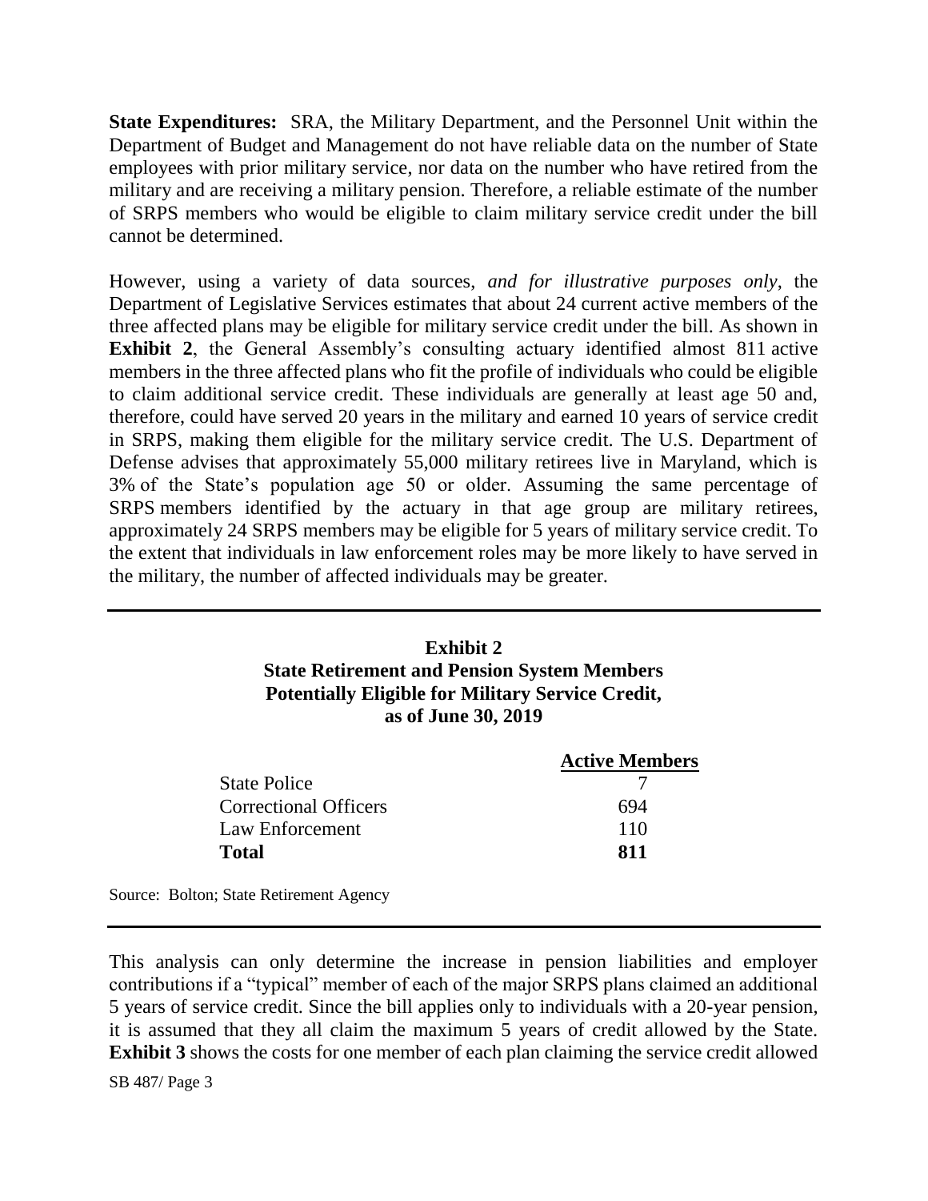**State Expenditures:** SRA, the Military Department, and the Personnel Unit within the Department of Budget and Management do not have reliable data on the number of State employees with prior military service, nor data on the number who have retired from the military and are receiving a military pension. Therefore, a reliable estimate of the number of SRPS members who would be eligible to claim military service credit under the bill cannot be determined.

However, using a variety of data sources, *and for illustrative purposes only*, the Department of Legislative Services estimates that about 24 current active members of the three affected plans may be eligible for military service credit under the bill. As shown in **Exhibit 2**, the General Assembly's consulting actuary identified almost 811 active members in the three affected plans who fit the profile of individuals who could be eligible to claim additional service credit. These individuals are generally at least age 50 and, therefore, could have served 20 years in the military and earned 10 years of service credit in SRPS, making them eligible for the military service credit. The U.S. Department of Defense advises that approximately 55,000 military retirees live in Maryland, which is 3% of the State's population age 50 or older. Assuming the same percentage of SRPS members identified by the actuary in that age group are military retirees, approximately 24 SRPS members may be eligible for 5 years of military service credit. To the extent that individuals in law enforcement roles may be more likely to have served in the military, the number of affected individuals may be greater.

**Exhibit 2**
**State Retirement and Pension System Members Potentially Eligible for Military Service Credit, as of June 30, 2019**

| | **Active Members** |
|---|---|
| State Police | 7 |
| Correctional Officers | 694 |
| Law Enforcement | 110 |
| **Total** | **811** |

Source: Bolton; State Retirement Agency

This analysis can only determine the increase in pension liabilities and employer contributions if a "typical" member of each of the major SRPS plans claimed an additional 5 years of service credit. Since the bill applies only to individuals with a 20-year pension, it is assumed that they all claim the maximum 5 years of credit allowed by the State. **Exhibit 3** shows the costs for one member of each plan claiming the service credit allowed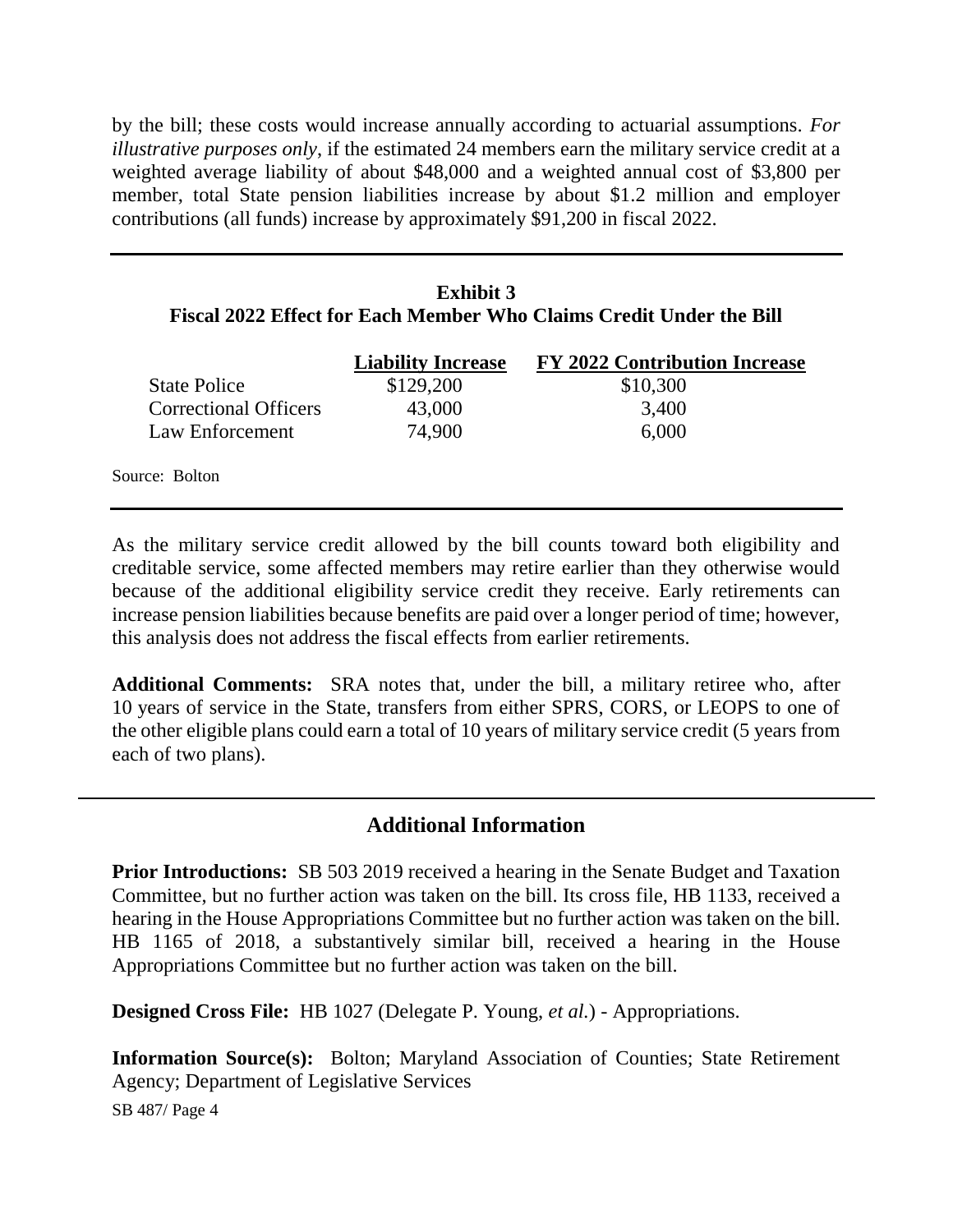by the bill; these costs would increase annually according to actuarial assumptions. *For illustrative purposes only*, if the estimated 24 members earn the military service credit at a weighted average liability of about $48,000 and a weighted annual cost of $3,800 per member, total State pension liabilities increase by about $1.2 million and employer contributions (all funds) increase by approximately $91,200 in fiscal 2022.

**Exhibit 3**
**Fiscal 2022 Effect for Each Member Who Claims Credit Under the Bill**

| | Liability Increase | FY 2022 Contribution Increase |
|---|---|---|
| State Police | $129,200 | $10,300 |
| Correctional Officers | 43,000 | 3,400 |
| Law Enforcement | 74,900 | 6,000 |

Source: Bolton

As the military service credit allowed by the bill counts toward both eligibility and creditable service, some affected members may retire earlier than they otherwise would because of the additional eligibility service credit they receive. Early retirements can increase pension liabilities because benefits are paid over a longer period of time; however, this analysis does not address the fiscal effects from earlier retirements.

**Additional Comments:** SRA notes that, under the bill, a military retiree who, after 10 years of service in the State, transfers from either SPRS, CORS, or LEOPS to one of the other eligible plans could earn a total of 10 years of military service credit (5 years from each of two plans).

## Additional Information

**Prior Introductions:** SB 503 2019 received a hearing in the Senate Budget and Taxation Committee, but no further action was taken on the bill. Its cross file, HB 1133, received a hearing in the House Appropriations Committee but no further action was taken on the bill. HB 1165 of 2018, a substantively similar bill, received a hearing in the House Appropriations Committee but no further action was taken on the bill.

**Designed Cross File:** HB 1027 (Delegate P. Young, *et al.*) - Appropriations.

**Information Source(s):** Bolton; Maryland Association of Counties; State Retirement Agency; Department of Legislative Services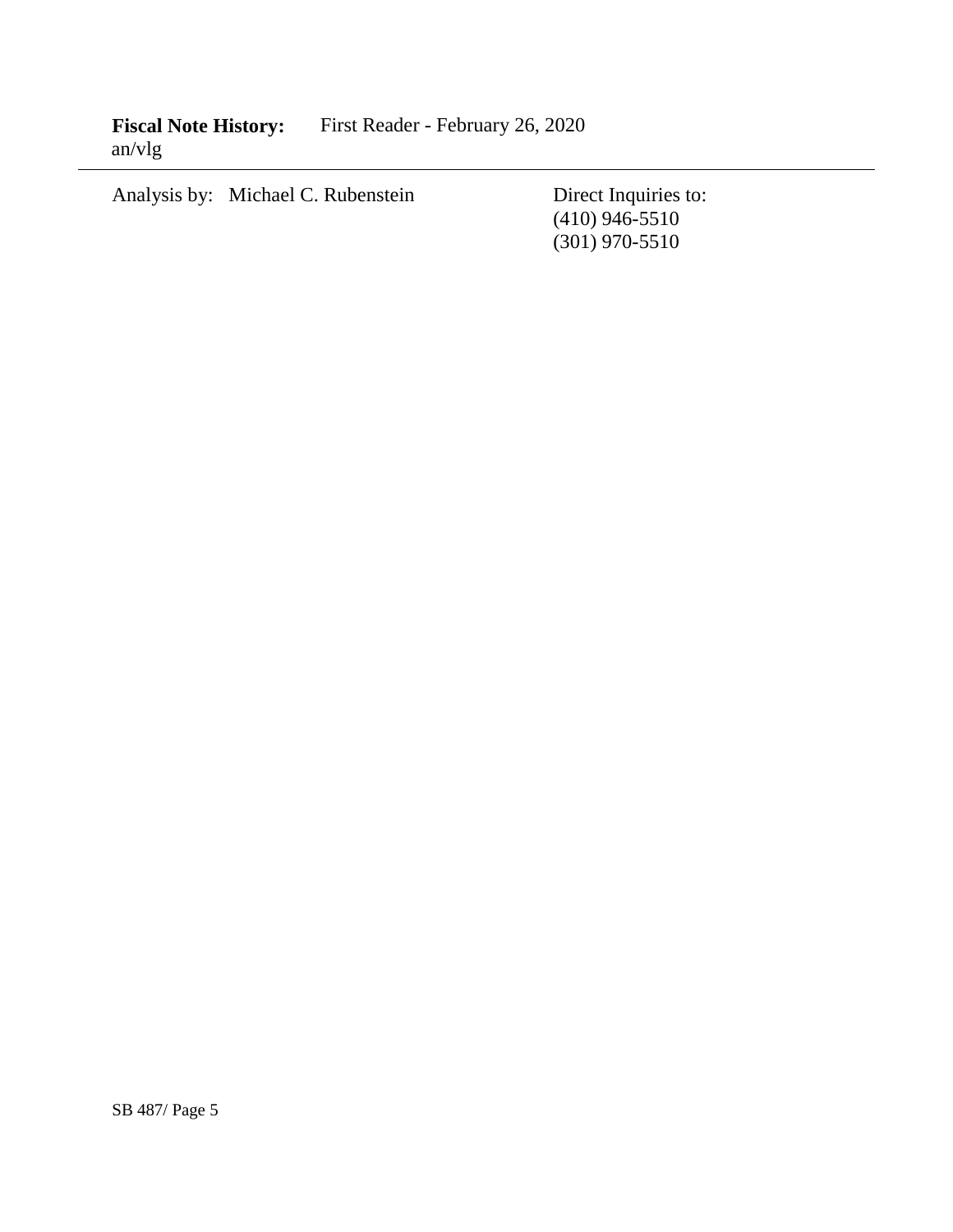**Fiscal Note History:** First Reader - February 26, 2020
an/vlg

---

Analysis by: Michael C. Rubenstein

Direct Inquiries to:
(410) 946-5510
(301) 970-5510